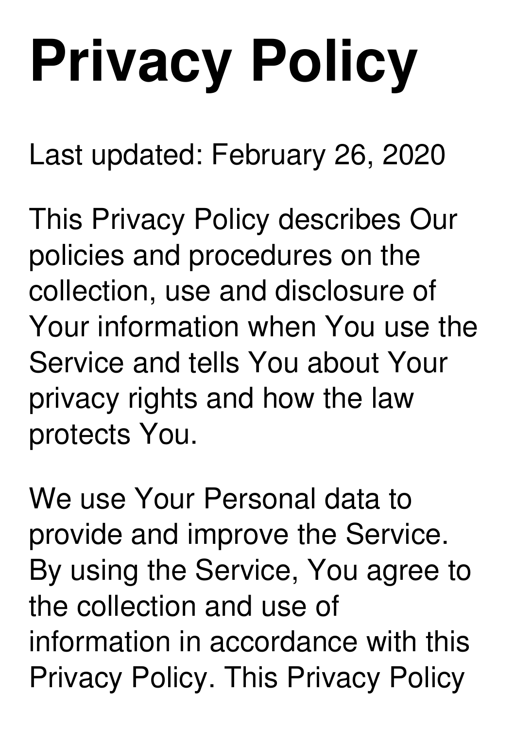# Privacy Policy

Last updated: February 26, 2020

This Privacy Policy describes Our policies and procedures on the collection, use and disclosure of Your information when You use the Service and tells You about Your privacy rights and how the law protects You.

We use Your Personal data to provide and improve the Service. By using the Service, You agree to the collection and use of information in accordance with this Privacy Policy. This Privacy Policy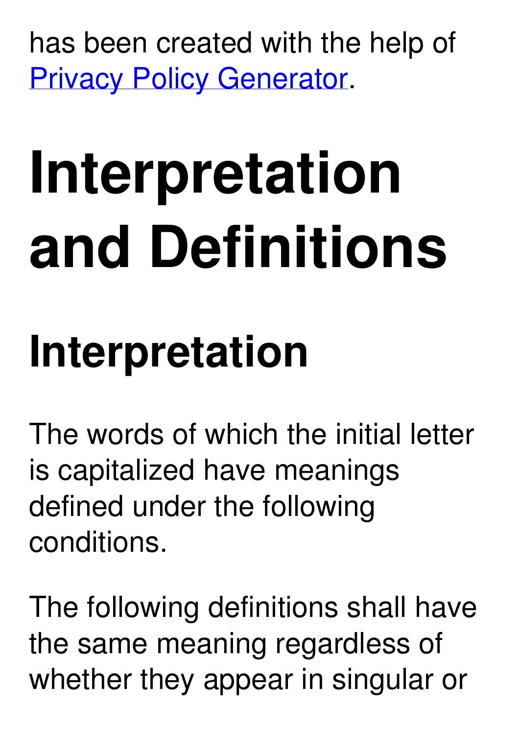has been created with the help of [Privacy Policy Generator].

# Interpretation and Definitions

## Interpretation

The words of which the initial letter is capitalized have meanings defined under the following conditions.

The following definitions shall have the same meaning regardless of whether they appear in singular or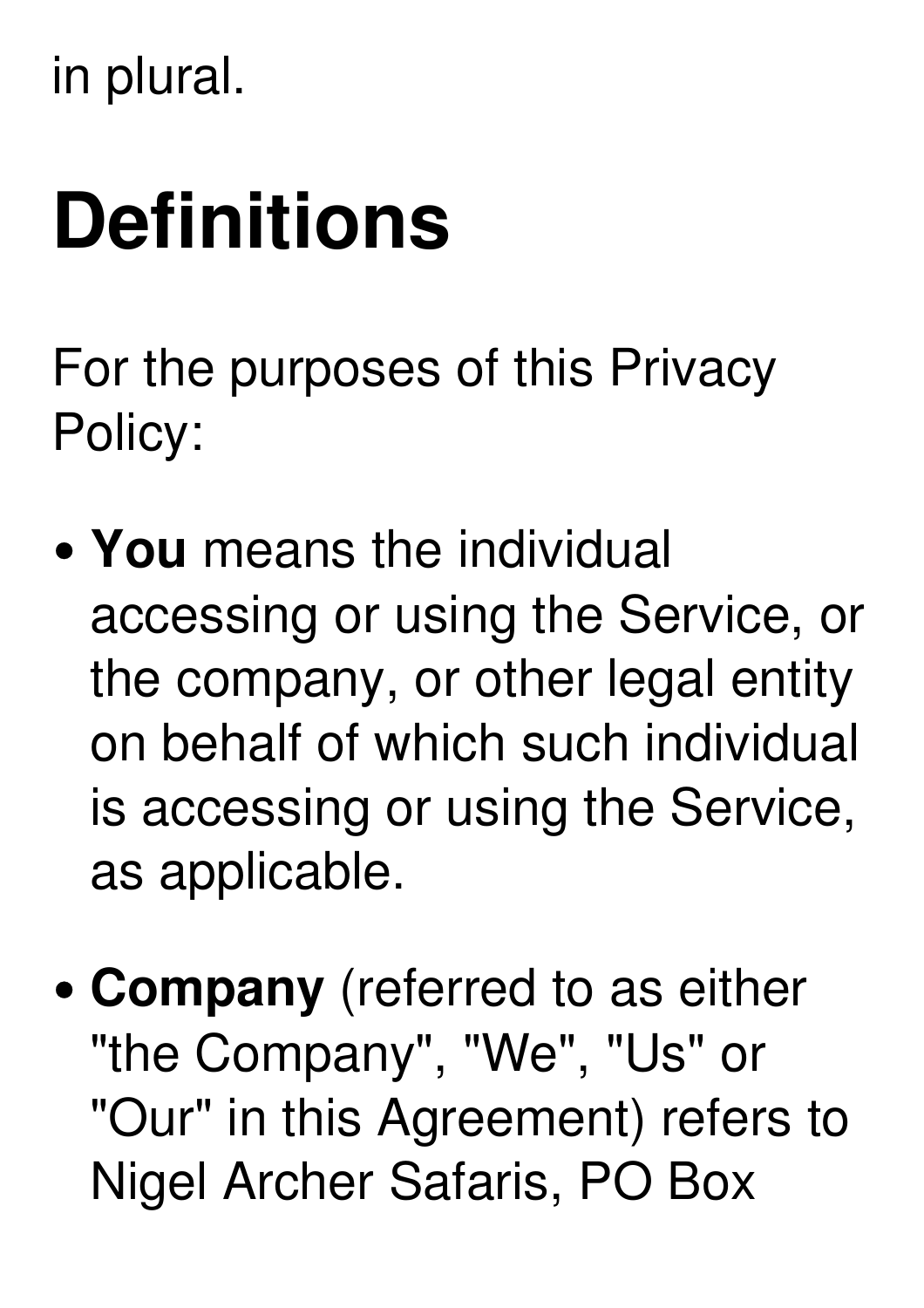in plural.

## Definitions

For the purposes of this Privacy Policy:

- **You** means the individual accessing or using the Service, or the company, or other legal entity on behalf of which such individual is accessing or using the Service, as applicable.
- **Company** (referred to as either "the Company", "We", "Us" or "Our" in this Agreement) refers to Nigel Archer Safaris, PO Box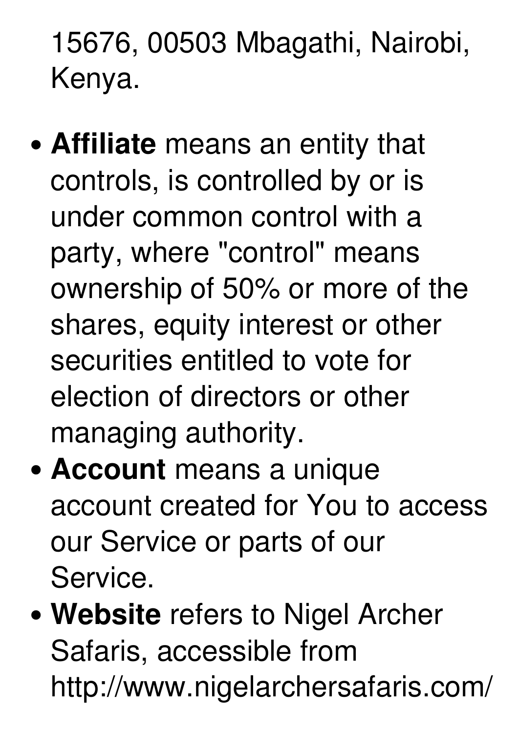15676, 00503 Mbagathi, Nairobi, Kenya.

- **Affiliate** means an entity that controls, is controlled by or is under common control with a party, where "control" means ownership of 50% or more of the shares, equity interest or other securities entitled to vote for election of directors or other managing authority.
- **Account** means a unique account created for You to access our Service or parts of our Service.
- **Website** refers to Nigel Archer Safaris, accessible from http://www.nigelarchersafaris.com/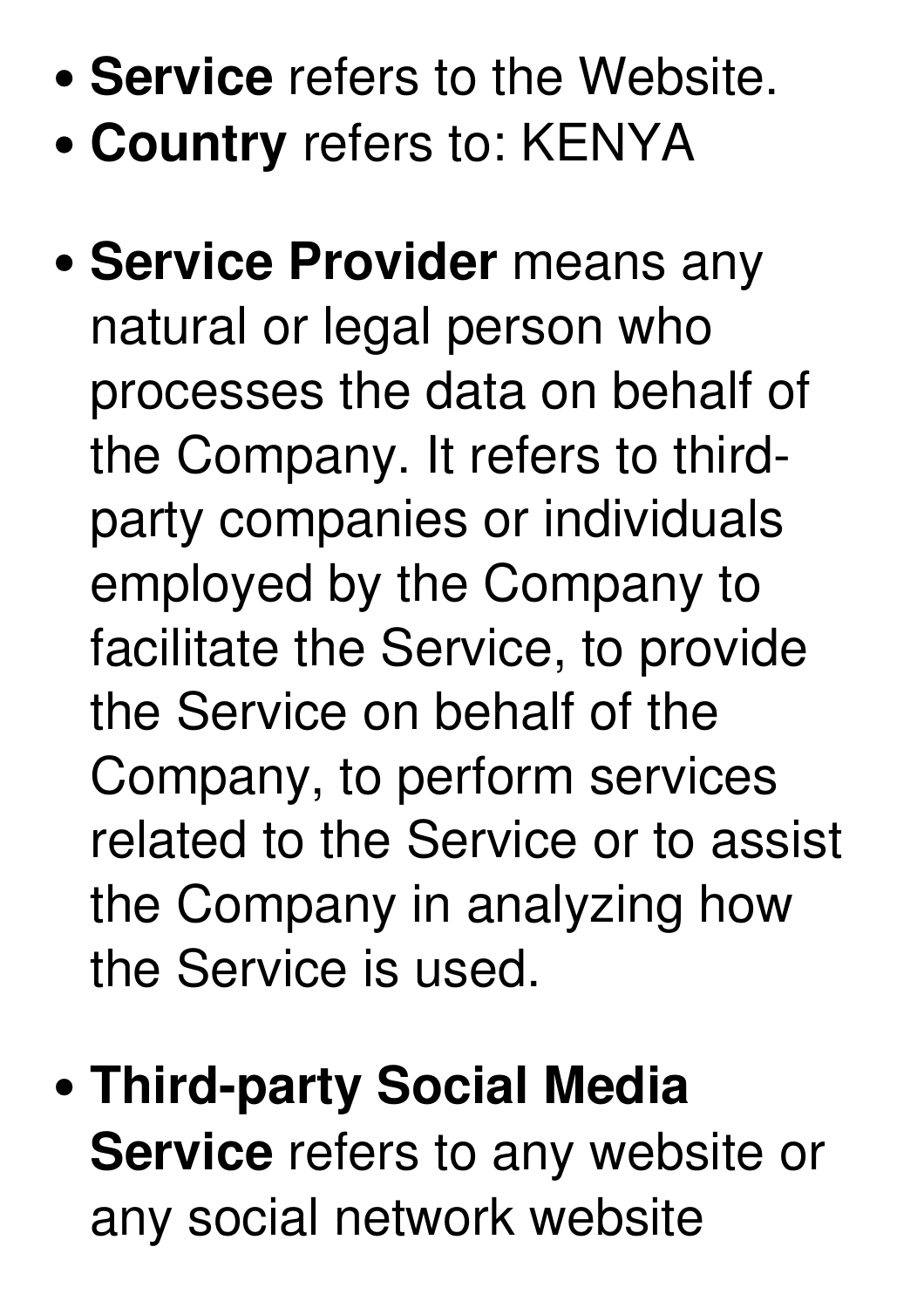- **Service** refers to the Website.
- **Country** refers to: KENYA

- **Service Provider** means any natural or legal person who processes the data on behalf of the Company. It refers to third-party companies or individuals employed by the Company to facilitate the Service, to provide the Service on behalf of the Company, to perform services related to the Service or to assist the Company in analyzing how the Service is used.

- **Third-party Social Media Service** refers to any website or any social network website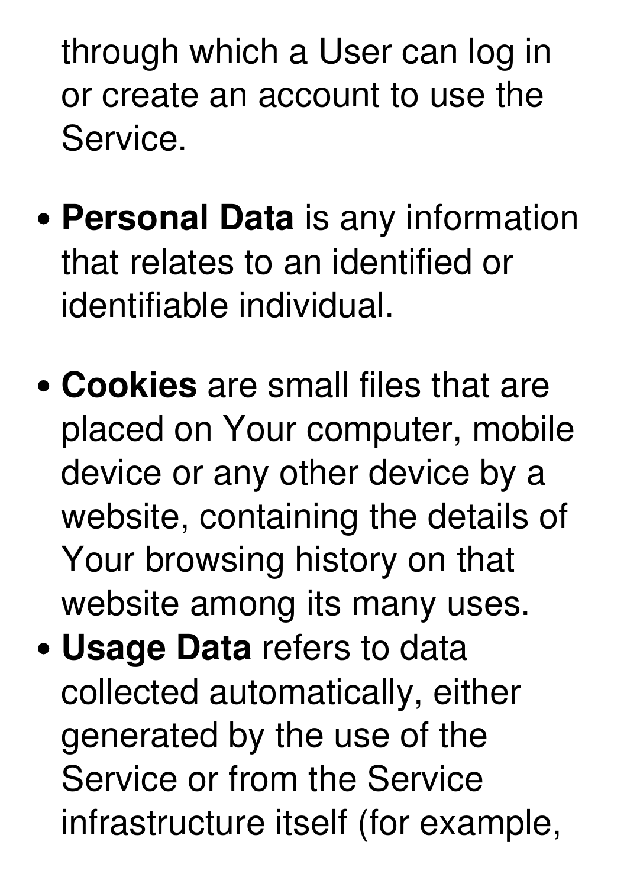through which a User can log in or create an account to use the Service.

- **Personal Data** is any information that relates to an identified or identifiable individual.

- **Cookies** are small files that are placed on Your computer, mobile device or any other device by a website, containing the details of Your browsing history on that website among its many uses.
- **Usage Data** refers to data collected automatically, either generated by the use of the Service or from the Service infrastructure itself (for example,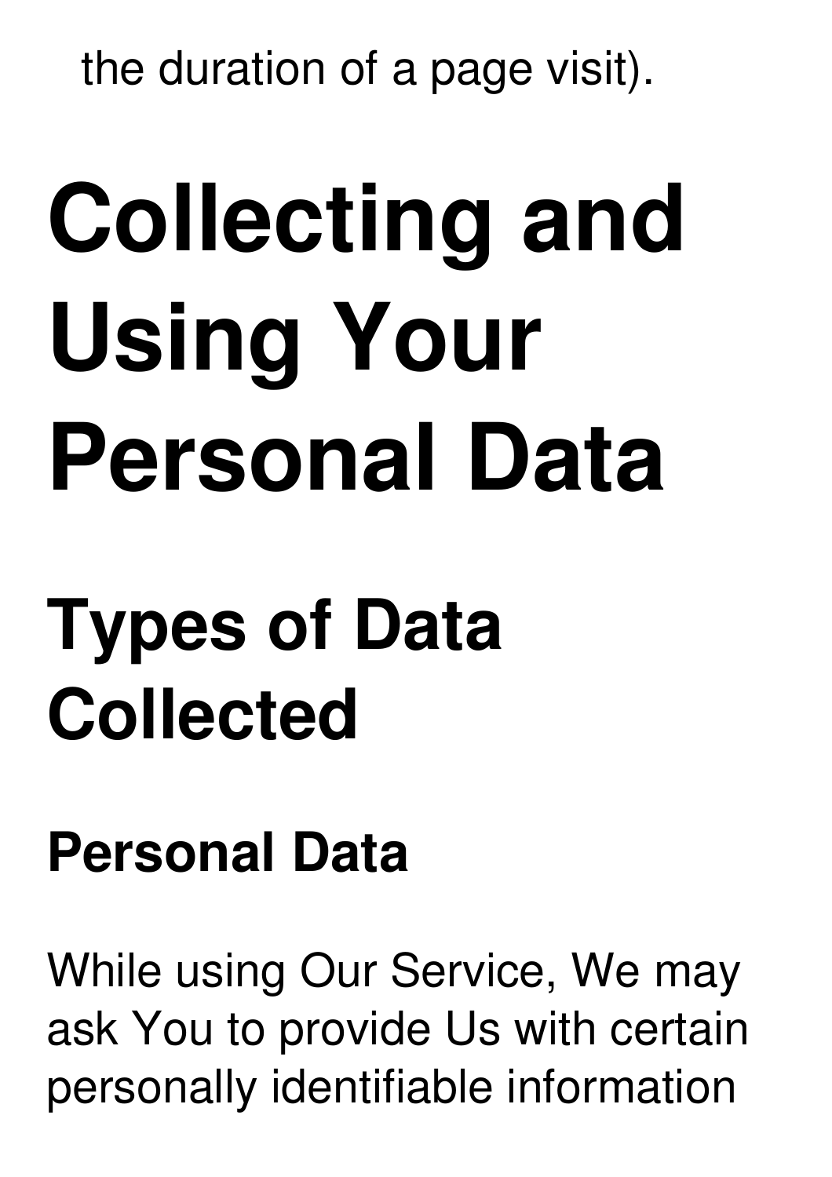the duration of a page visit).

# Collecting and Using Your Personal Data

## Types of Data Collected

### Personal Data

While using Our Service, We may ask You to provide Us with certain personally identifiable information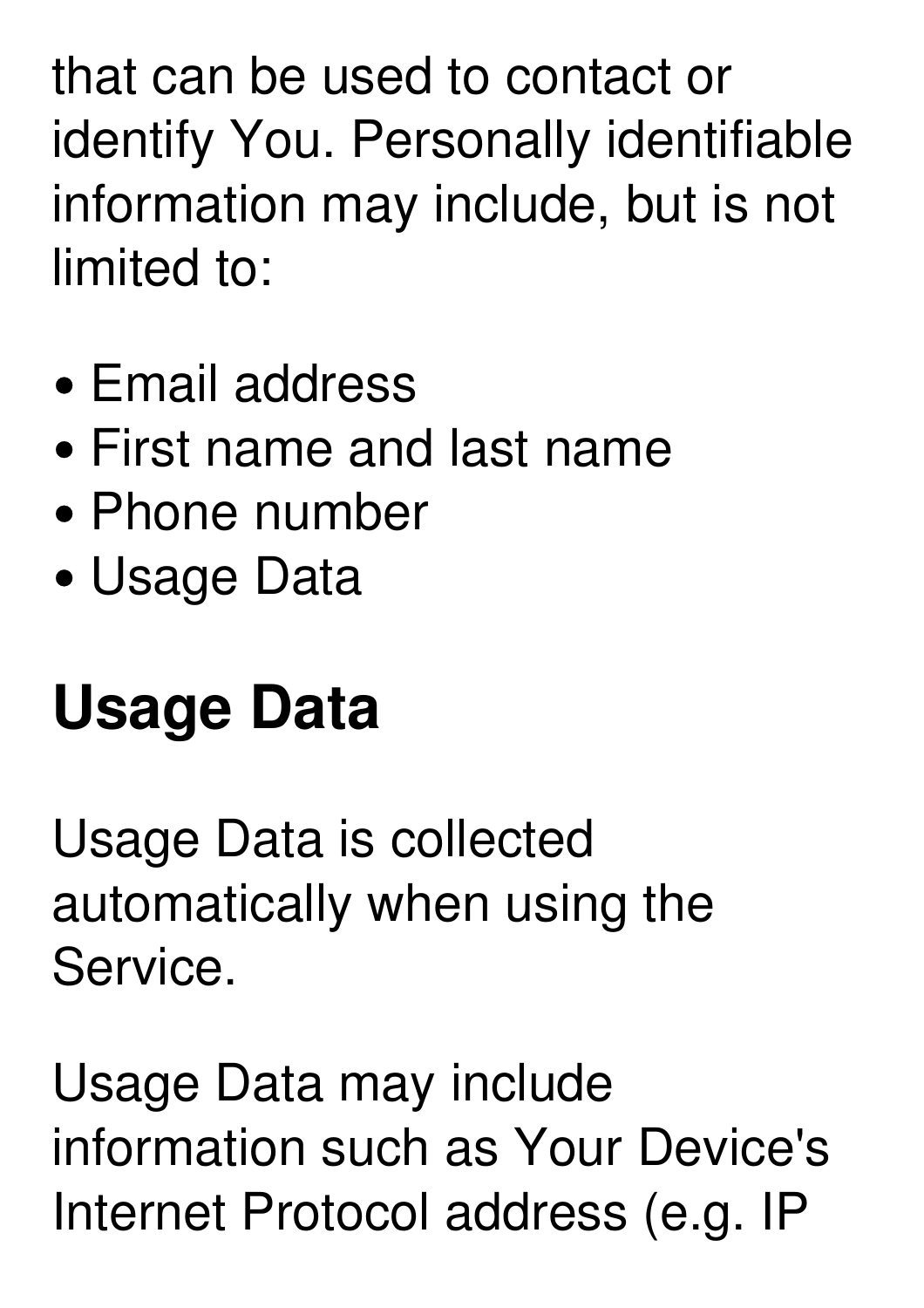that can be used to contact or identify You. Personally identifiable information may include, but is not limited to:

- Email address
- First name and last name
- Phone number
- Usage Data

## Usage Data

Usage Data is collected automatically when using the Service.

Usage Data may include information such as Your Device's Internet Protocol address (e.g. IP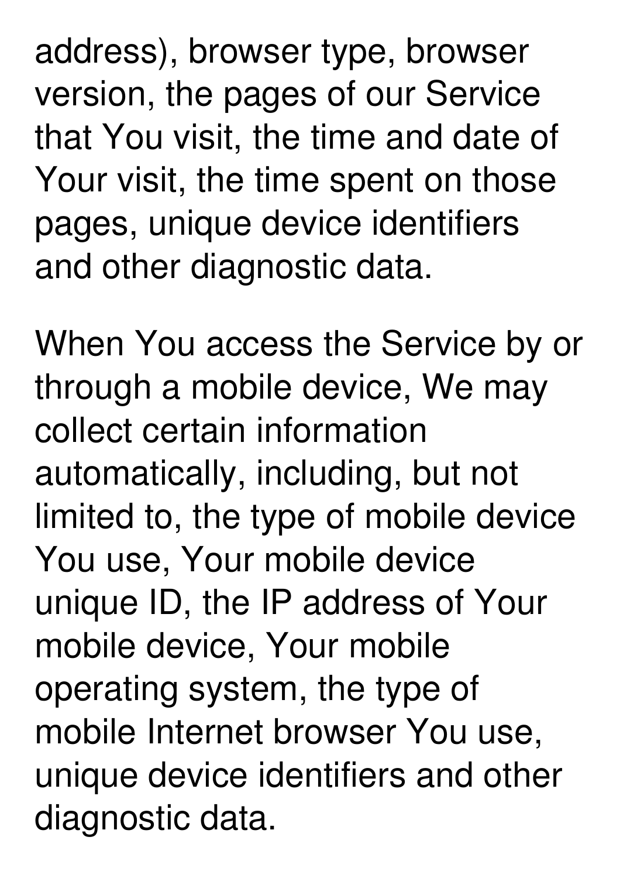address), browser type, browser version, the pages of our Service that You visit, the time and date of Your visit, the time spent on those pages, unique device identifiers and other diagnostic data.

When You access the Service by or through a mobile device, We may collect certain information automatically, including, but not limited to, the type of mobile device You use, Your mobile device unique ID, the IP address of Your mobile device, Your mobile operating system, the type of mobile Internet browser You use, unique device identifiers and other diagnostic data.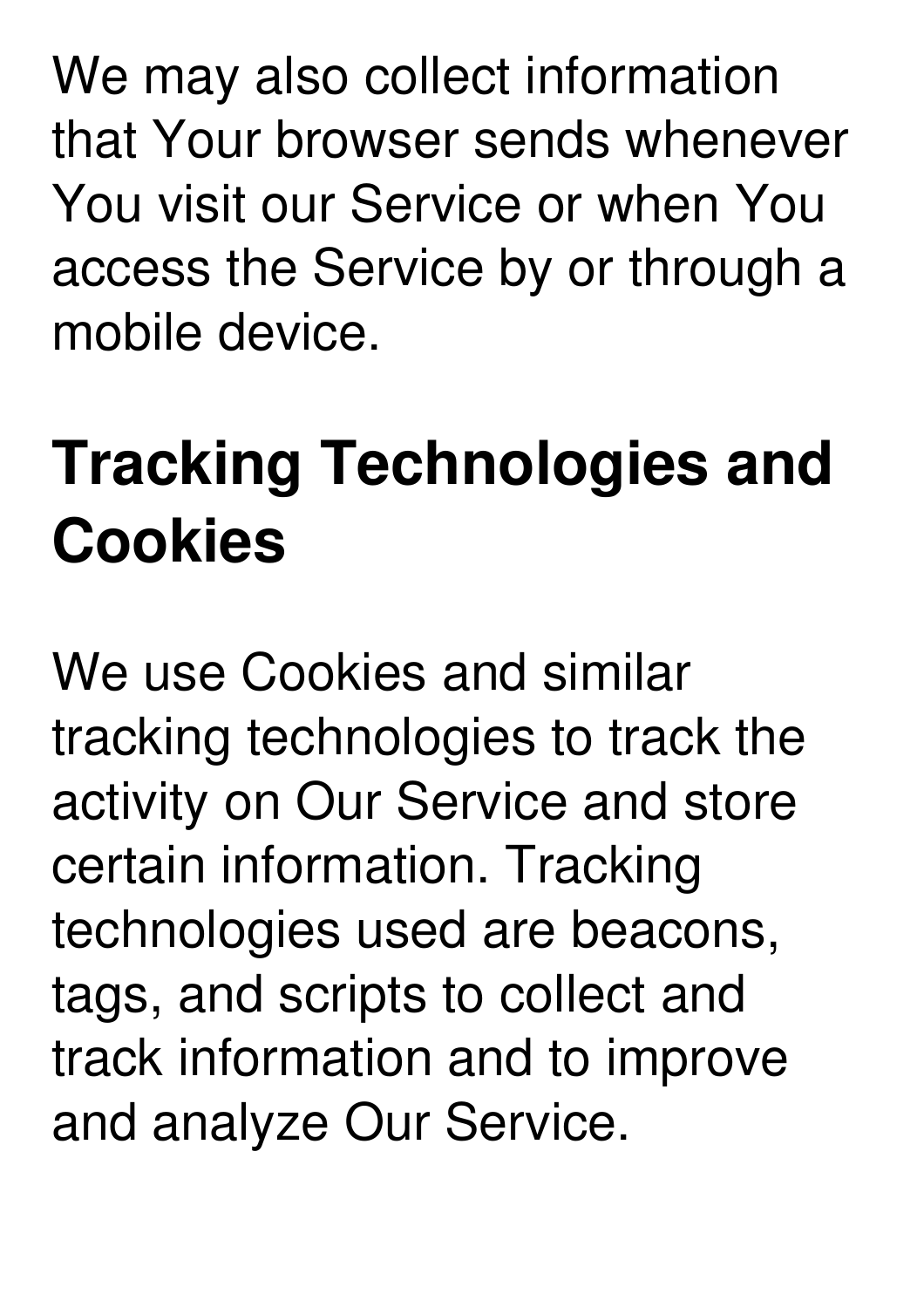We may also collect information that Your browser sends whenever You visit our Service or when You access the Service by or through a mobile device.

## Tracking Technologies and Cookies

We use Cookies and similar tracking technologies to track the activity on Our Service and store certain information. Tracking technologies used are beacons, tags, and scripts to collect and track information and to improve and analyze Our Service.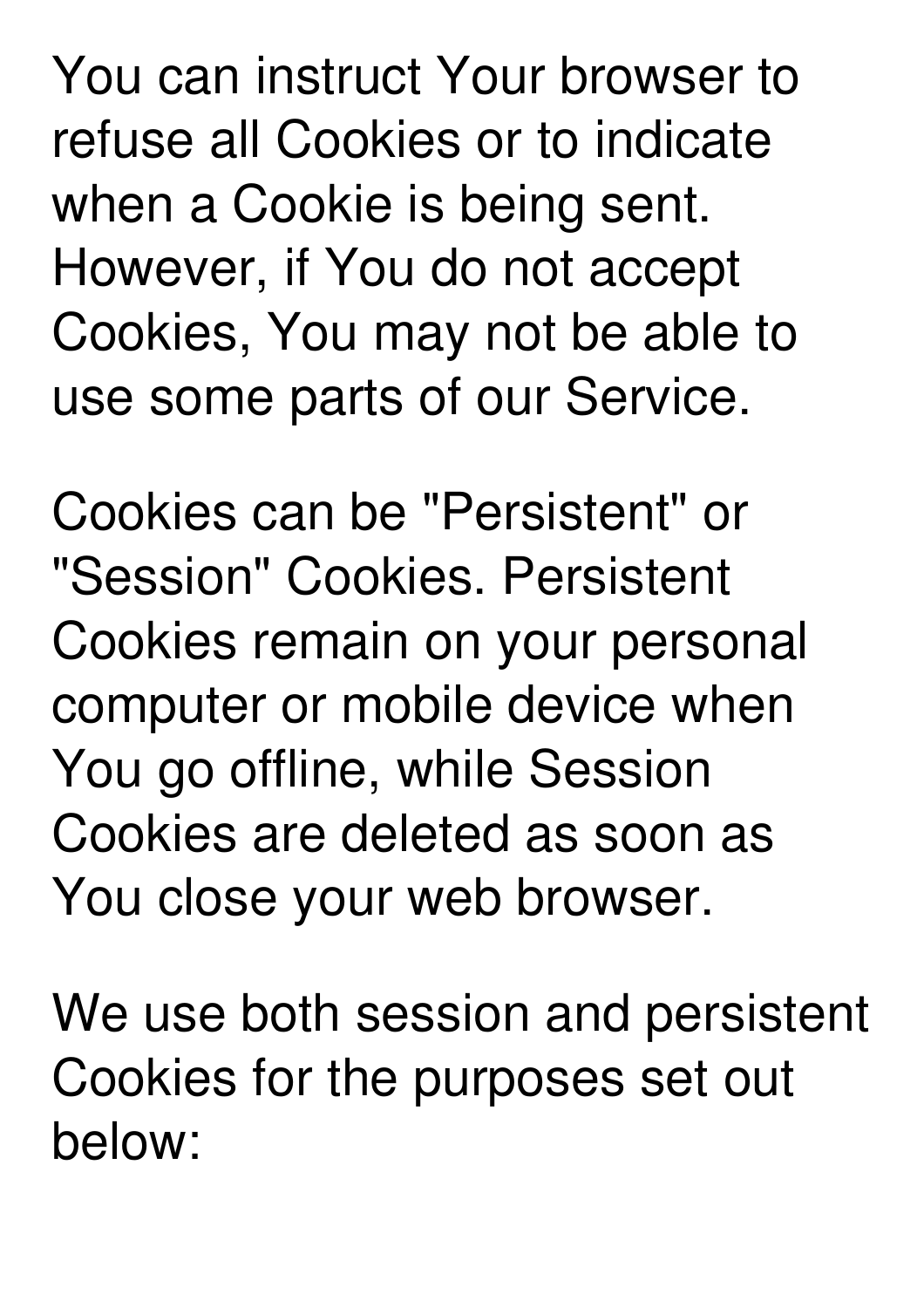You can instruct Your browser to refuse all Cookies or to indicate when a Cookie is being sent. However, if You do not accept Cookies, You may not be able to use some parts of our Service.

Cookies can be "Persistent" or "Session" Cookies. Persistent Cookies remain on your personal computer or mobile device when You go offline, while Session Cookies are deleted as soon as You close your web browser.

We use both session and persistent Cookies for the purposes set out below: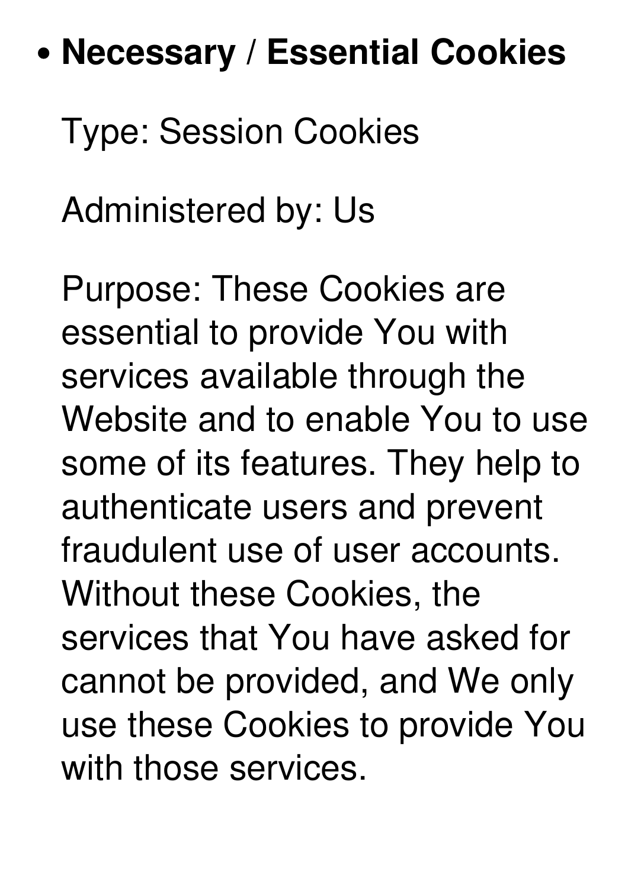- **Necessary / Essential Cookies**

  Type: Session Cookies

  Administered by: Us

  Purpose: These Cookies are essential to provide You with services available through the Website and to enable You to use some of its features. They help to authenticate users and prevent fraudulent use of user accounts. Without these Cookies, the services that You have asked for cannot be provided, and We only use these Cookies to provide You with those services.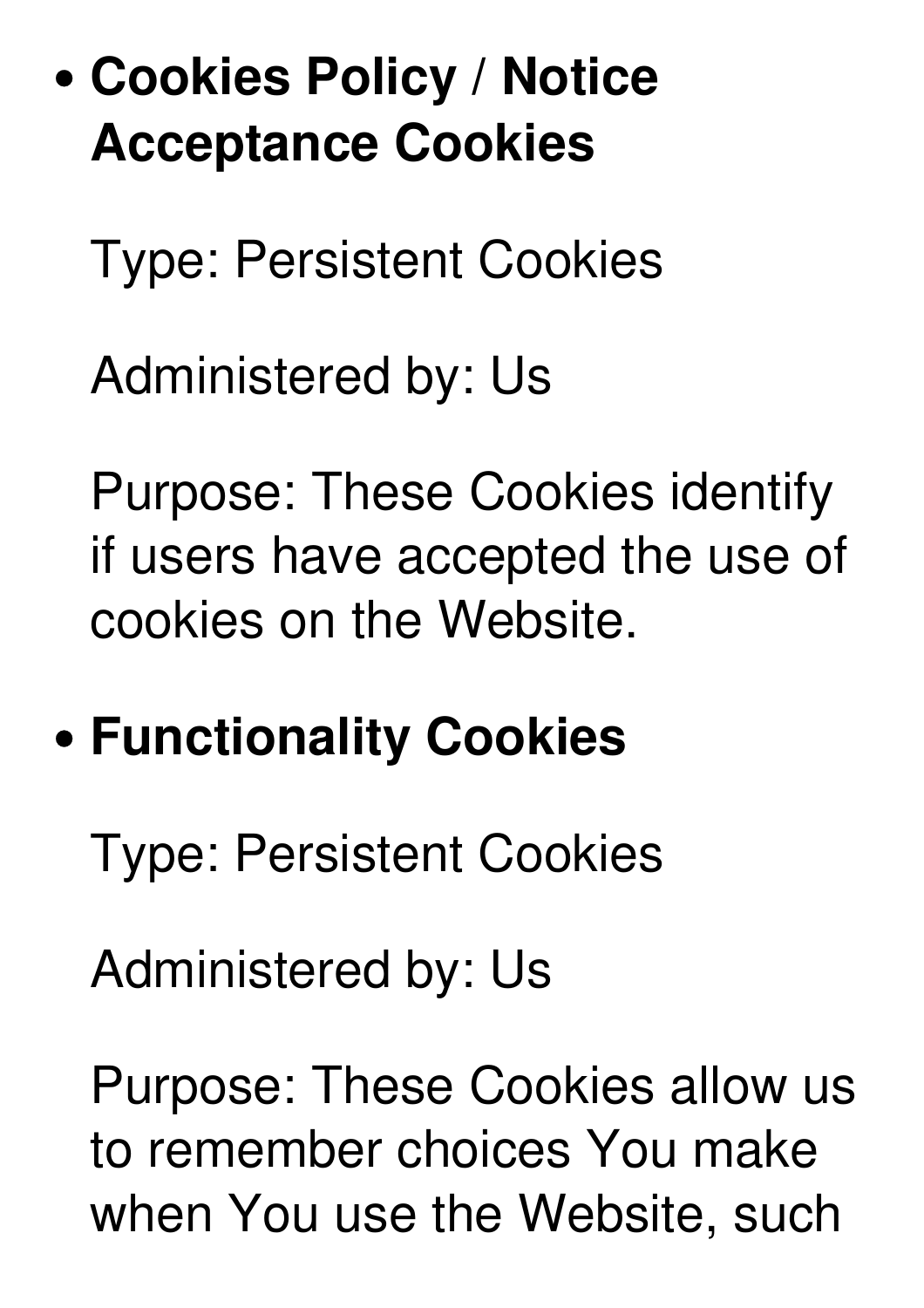- **Cookies Policy / Notice Acceptance Cookies**

  Type: Persistent Cookies

  Administered by: Us

  Purpose: These Cookies identify if users have accepted the use of cookies on the Website.

- **Functionality Cookies**

  Type: Persistent Cookies

  Administered by: Us

  Purpose: These Cookies allow us to remember choices You make when You use the Website, such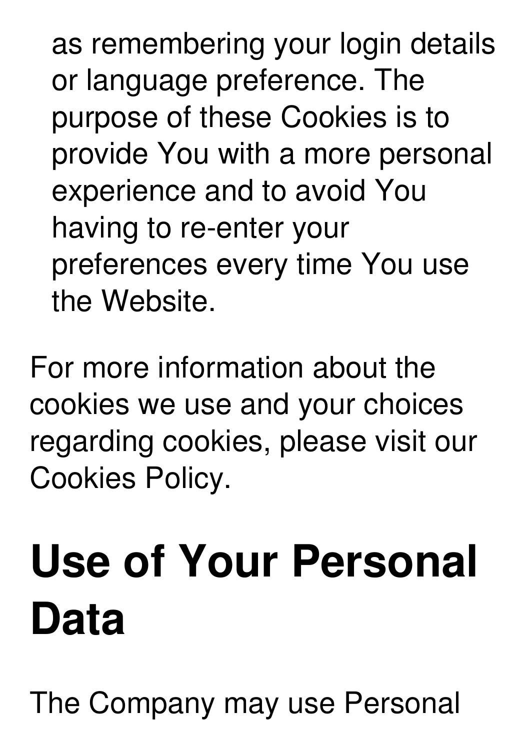as remembering your login details or language preference. The purpose of these Cookies is to provide You with a more personal experience and to avoid You having to re-enter your preferences every time You use the Website.

For more information about the cookies we use and your choices regarding cookies, please visit our Cookies Policy.

## Use of Your Personal Data

The Company may use Personal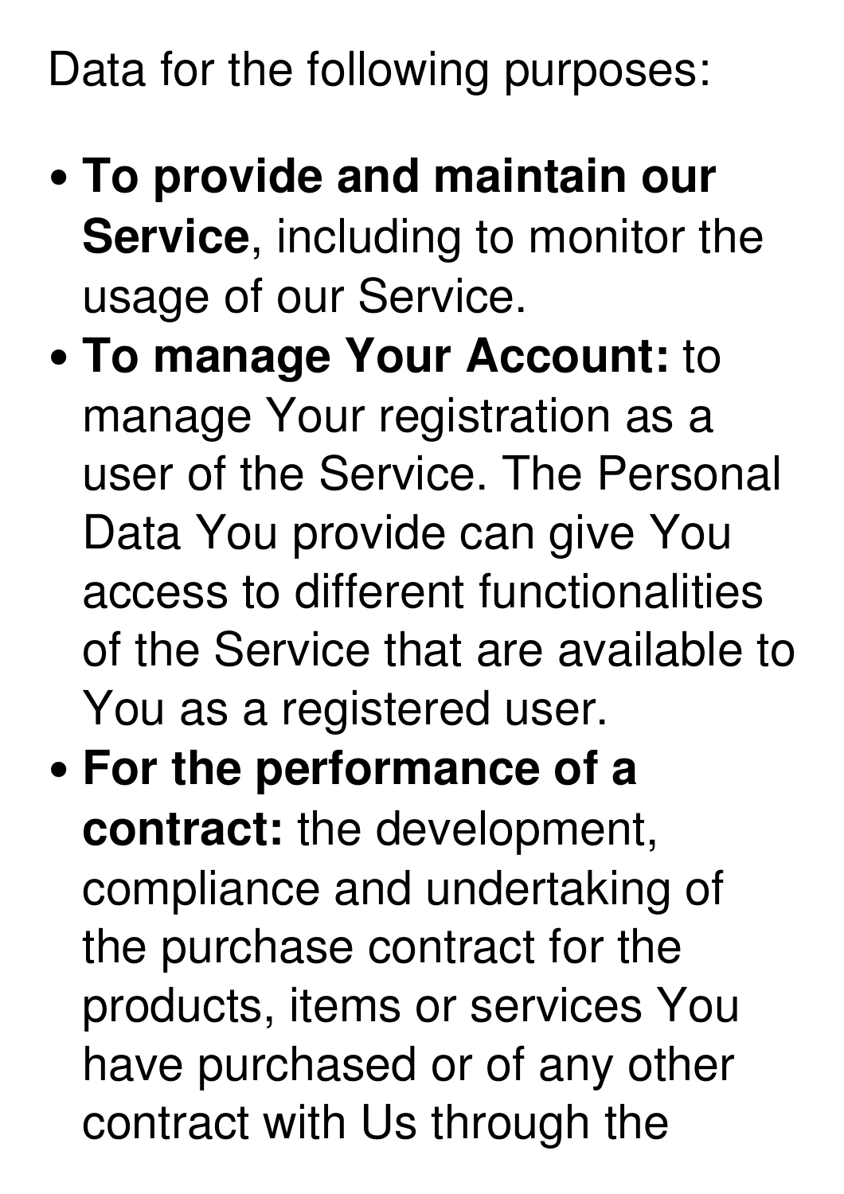Data for the following purposes:

- **To provide and maintain our Service**, including to monitor the usage of our Service.
- **To manage Your Account:** to manage Your registration as a user of the Service. The Personal Data You provide can give You access to different functionalities of the Service that are available to You as a registered user.
- **For the performance of a contract:** the development, compliance and undertaking of the purchase contract for the products, items or services You have purchased or of any other contract with Us through the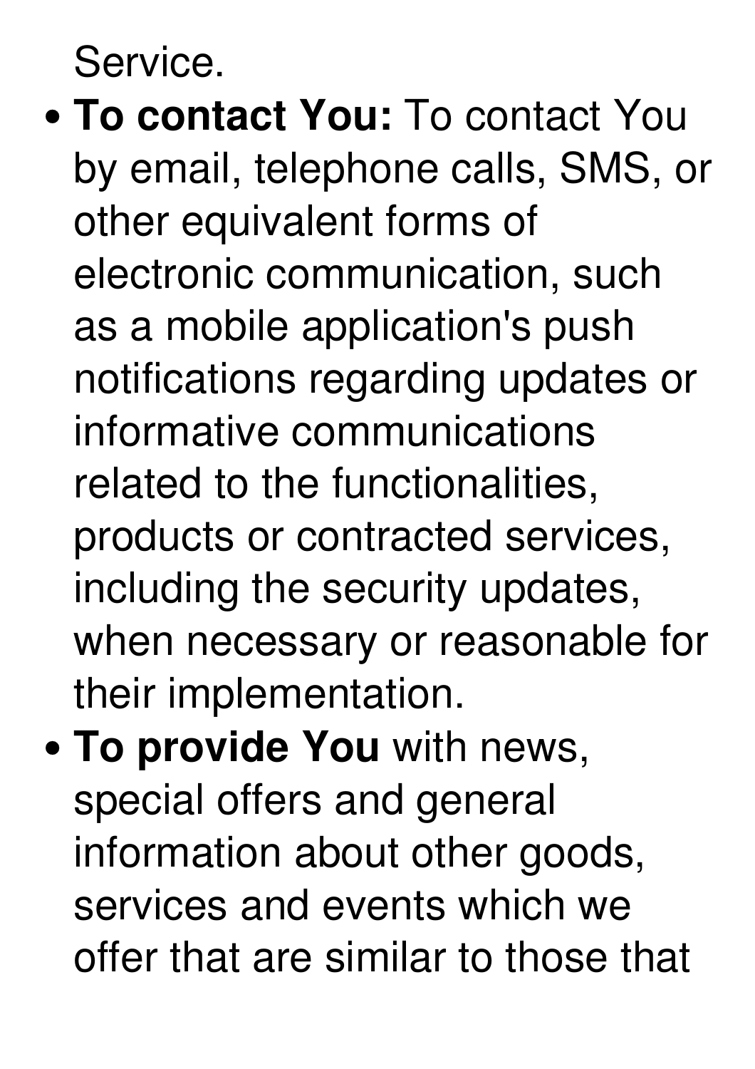Service.

- **To contact You:** To contact You by email, telephone calls, SMS, or other equivalent forms of electronic communication, such as a mobile application's push notifications regarding updates or informative communications related to the functionalities, products or contracted services, including the security updates, when necessary or reasonable for their implementation.
- **To provide You** with news, special offers and general information about other goods, services and events which we offer that are similar to those that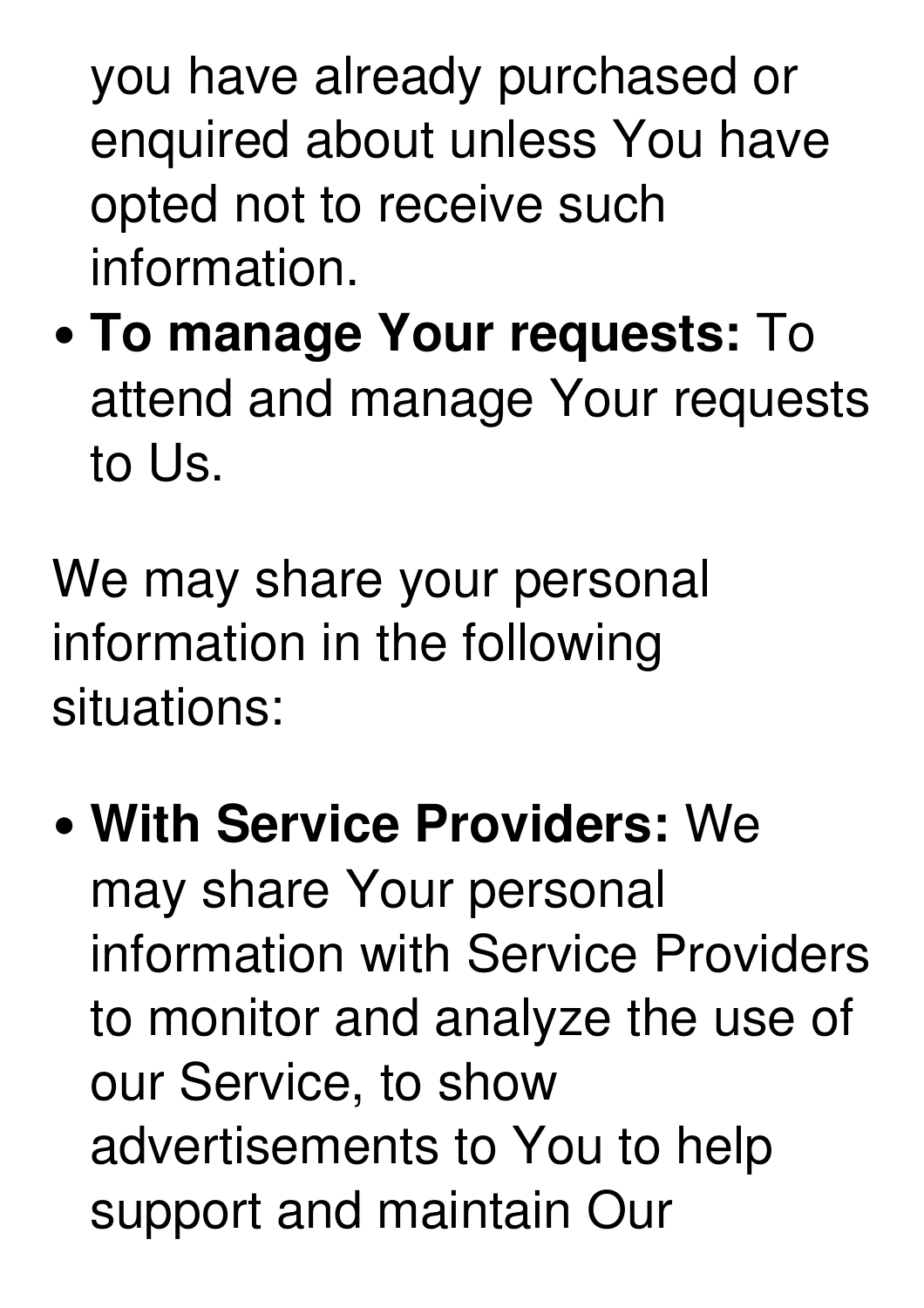you have already purchased or enquired about unless You have opted not to receive such information.

- **To manage Your requests:** To attend and manage Your requests to Us.

We may share your personal information in the following situations:

- **With Service Providers:** We may share Your personal information with Service Providers to monitor and analyze the use of our Service, to show advertisements to You to help support and maintain Our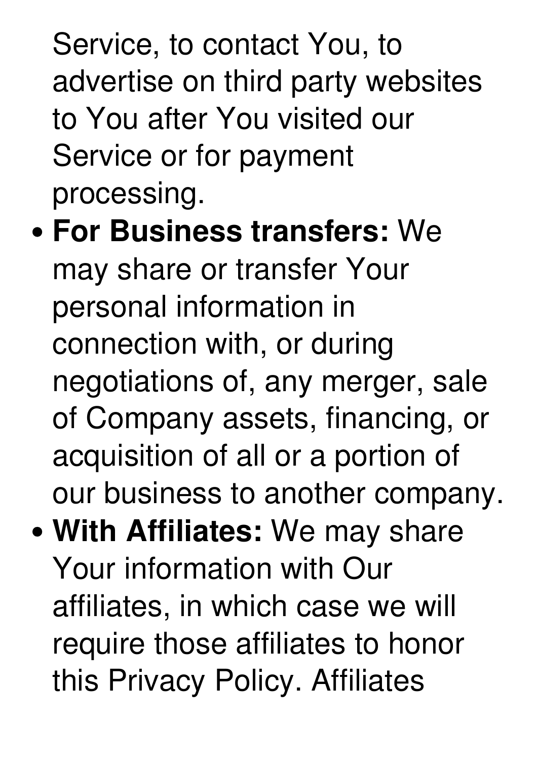Service, to contact You, to advertise on third party websites to You after You visited our Service or for payment processing.

- **For Business transfers:** We may share or transfer Your personal information in connection with, or during negotiations of, any merger, sale of Company assets, financing, or acquisition of all or a portion of our business to another company.
- **With Affiliates:** We may share Your information with Our affiliates, in which case we will require those affiliates to honor this Privacy Policy. Affiliates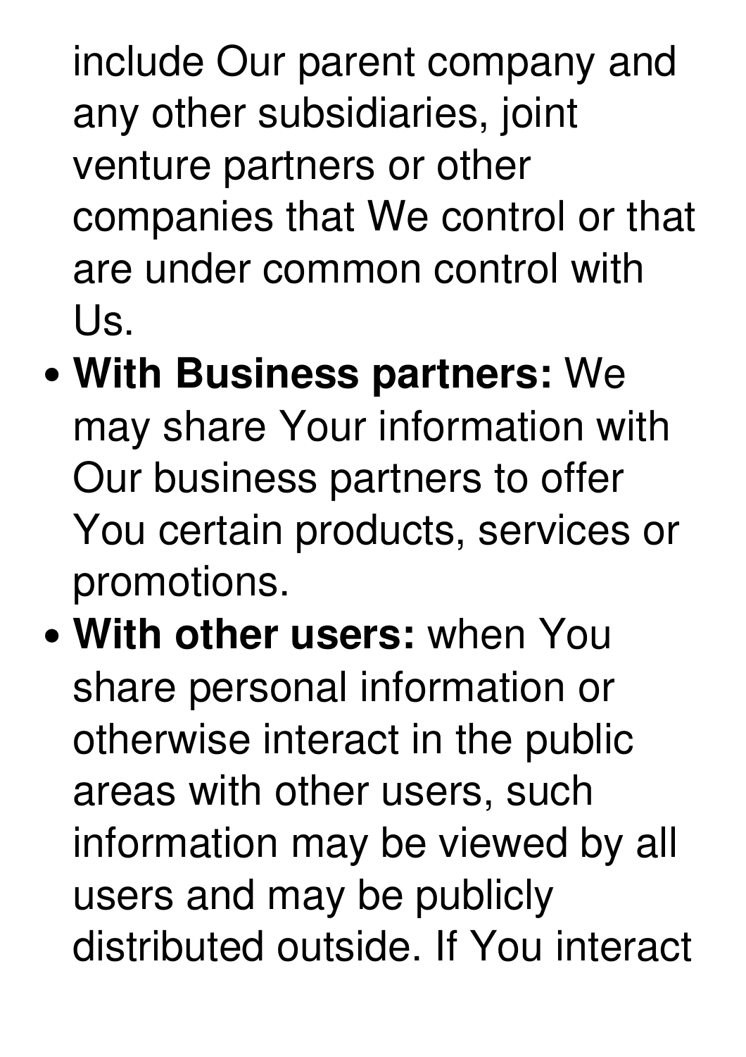include Our parent company and any other subsidiaries, joint venture partners or other companies that We control or that are under common control with Us.

- **With Business partners:** We may share Your information with Our business partners to offer You certain products, services or promotions.
- **With other users:** when You share personal information or otherwise interact in the public areas with other users, such information may be viewed by all users and may be publicly distributed outside. If You interact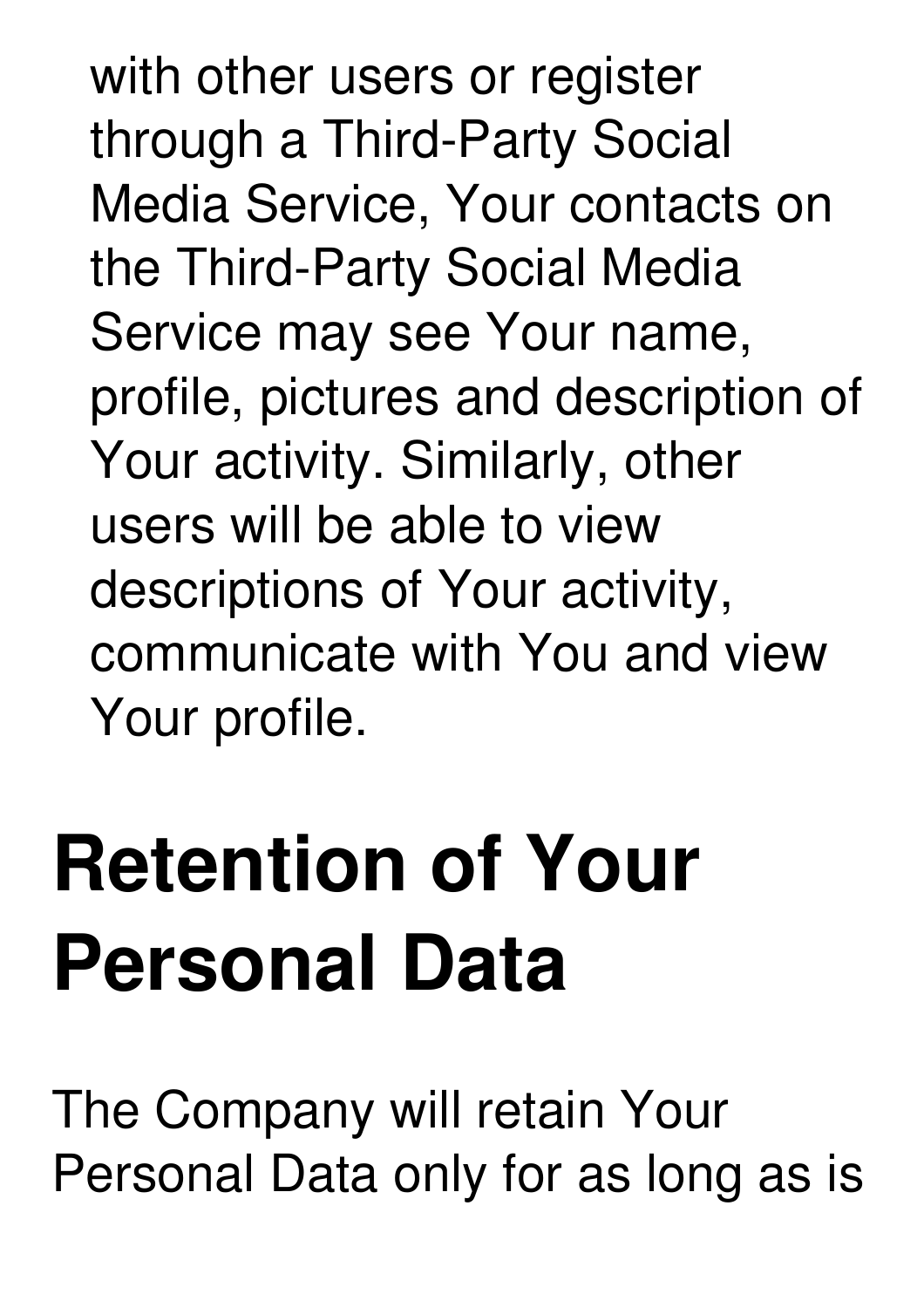with other users or register through a Third-Party Social Media Service, Your contacts on the Third-Party Social Media Service may see Your name, profile, pictures and description of Your activity. Similarly, other users will be able to view descriptions of Your activity, communicate with You and view Your profile.

# Retention of Your Personal Data

The Company will retain Your Personal Data only for as long as is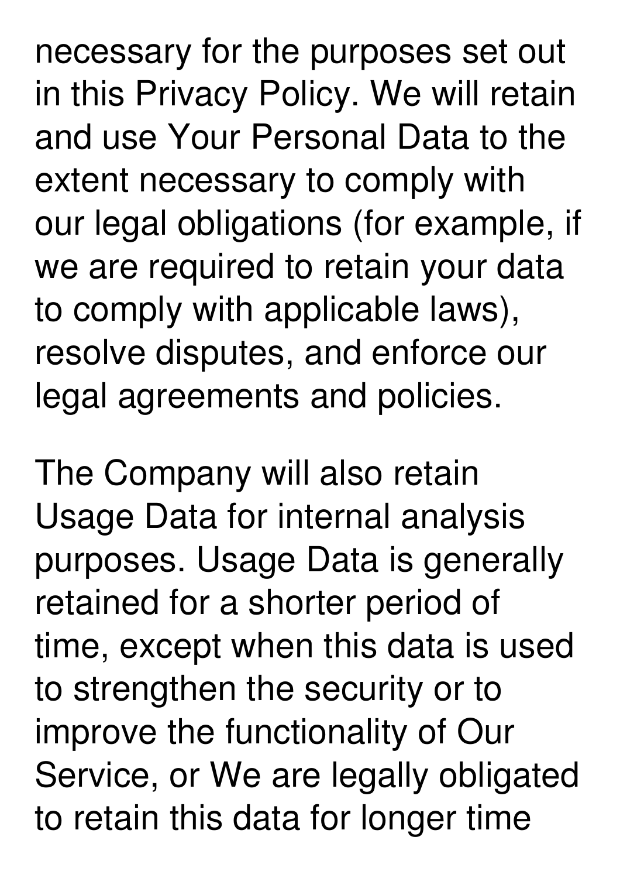necessary for the purposes set out in this Privacy Policy. We will retain and use Your Personal Data to the extent necessary to comply with our legal obligations (for example, if we are required to retain your data to comply with applicable laws), resolve disputes, and enforce our legal agreements and policies.

The Company will also retain Usage Data for internal analysis purposes. Usage Data is generally retained for a shorter period of time, except when this data is used to strengthen the security or to improve the functionality of Our Service, or We are legally obligated to retain this data for longer time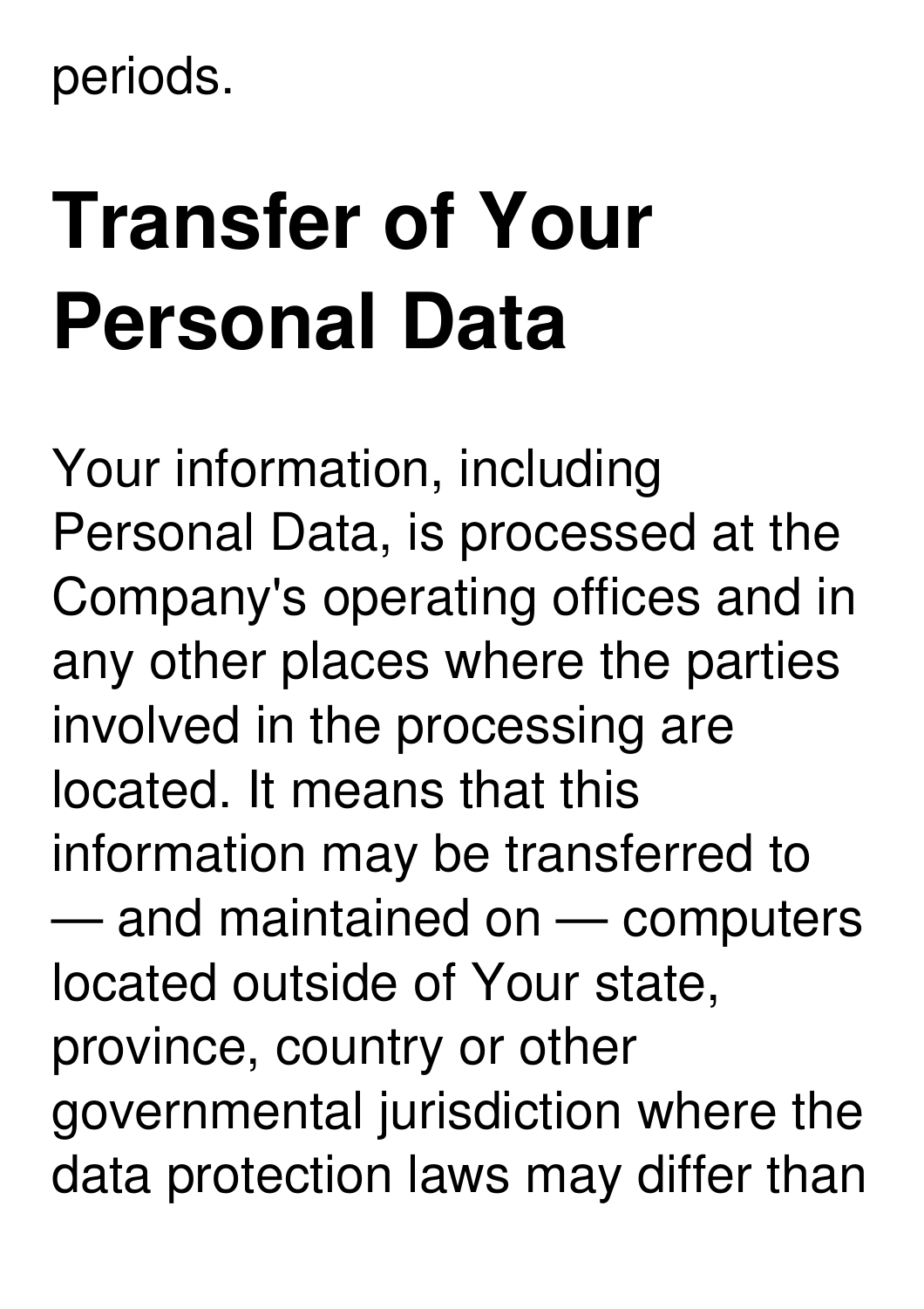periods.

# Transfer of Your Personal Data

Your information, including Personal Data, is processed at the Company's operating offices and in any other places where the parties involved in the processing are located. It means that this information may be transferred to — and maintained on — computers located outside of Your state, province, country or other governmental jurisdiction where the data protection laws may differ than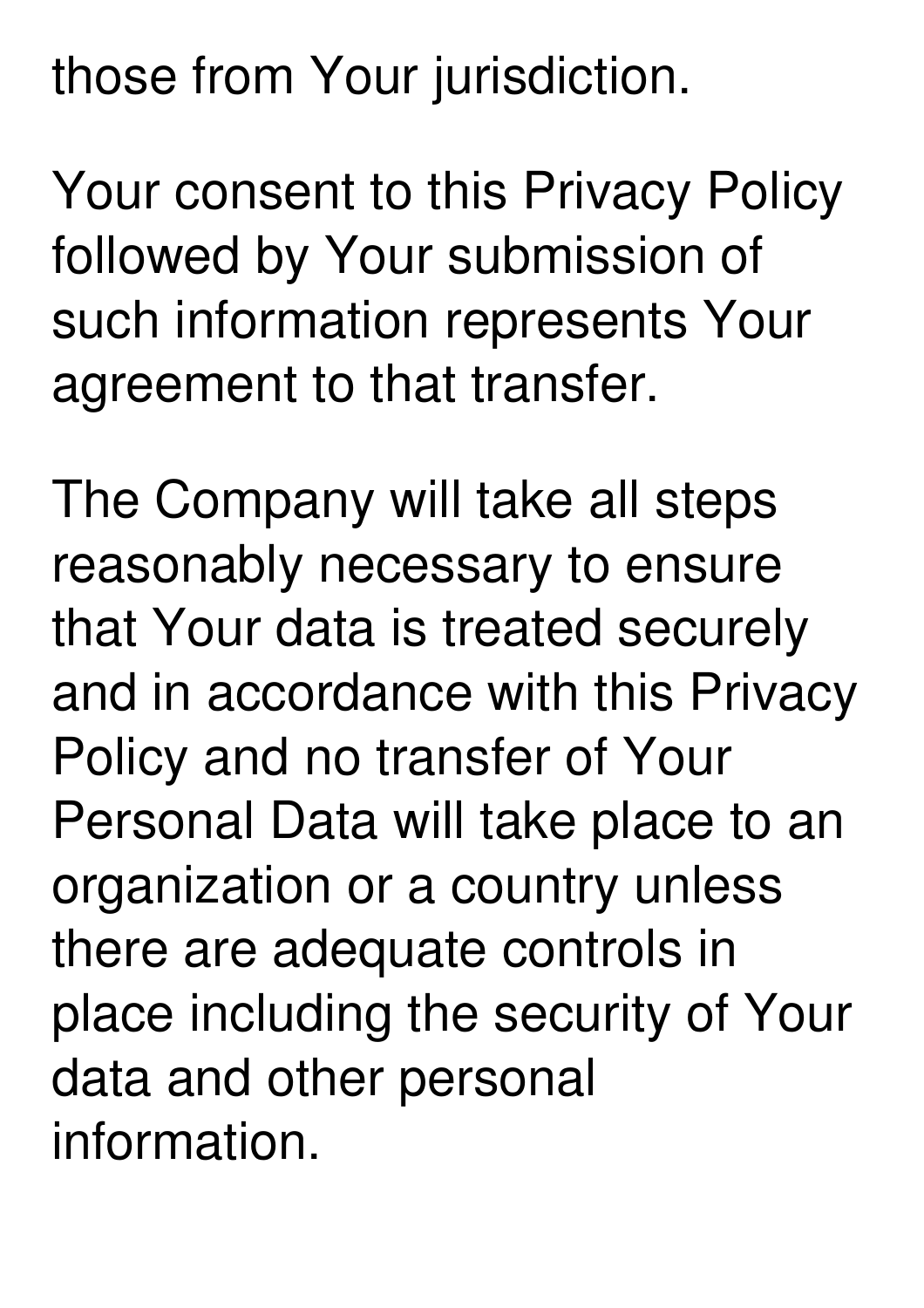those from Your jurisdiction.

Your consent to this Privacy Policy followed by Your submission of such information represents Your agreement to that transfer.

The Company will take all steps reasonably necessary to ensure that Your data is treated securely and in accordance with this Privacy Policy and no transfer of Your Personal Data will take place to an organization or a country unless there are adequate controls in place including the security of Your data and other personal information.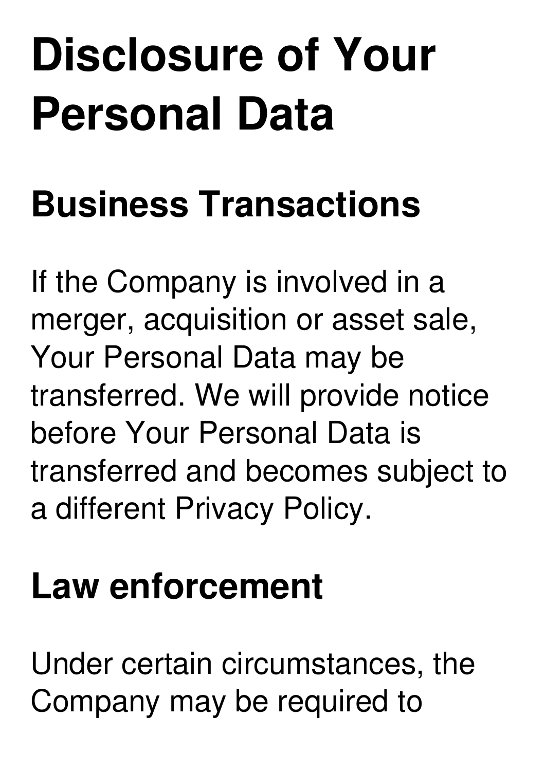# Disclosure of Your Personal Data

## Business Transactions

If the Company is involved in a merger, acquisition or asset sale, Your Personal Data may be transferred. We will provide notice before Your Personal Data is transferred and becomes subject to a different Privacy Policy.

## Law enforcement

Under certain circumstances, the Company may be required to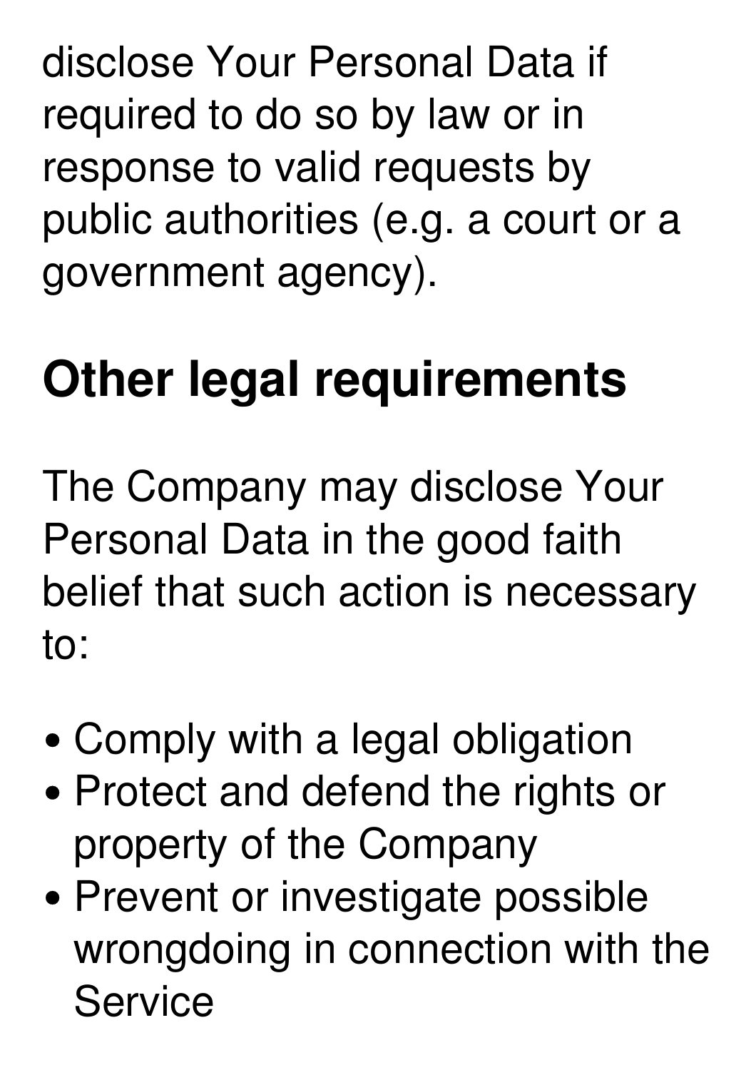disclose Your Personal Data if required to do so by law or in response to valid requests by public authorities (e.g. a court or a government agency).

## Other legal requirements

The Company may disclose Your Personal Data in the good faith belief that such action is necessary to:

- Comply with a legal obligation
- Protect and defend the rights or property of the Company
- Prevent or investigate possible wrongdoing in connection with the Service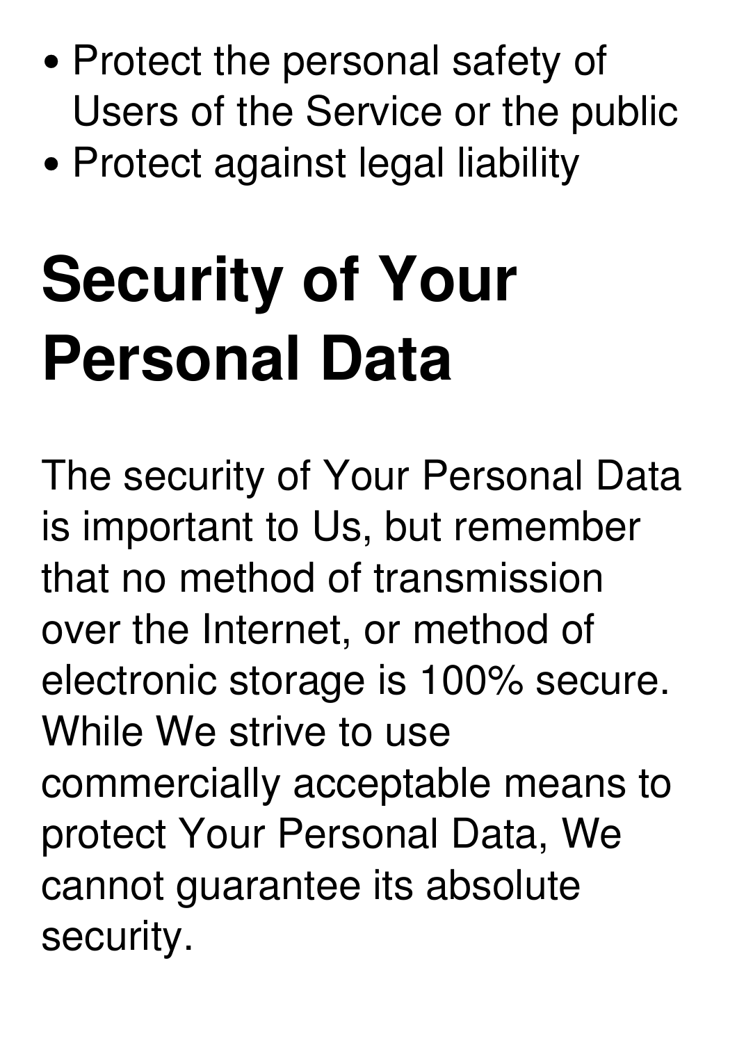- Protect the personal safety of Users of the Service or the public
- Protect against legal liability

# Security of Your Personal Data

The security of Your Personal Data is important to Us, but remember that no method of transmission over the Internet, or method of electronic storage is 100% secure. While We strive to use commercially acceptable means to protect Your Personal Data, We cannot guarantee its absolute security.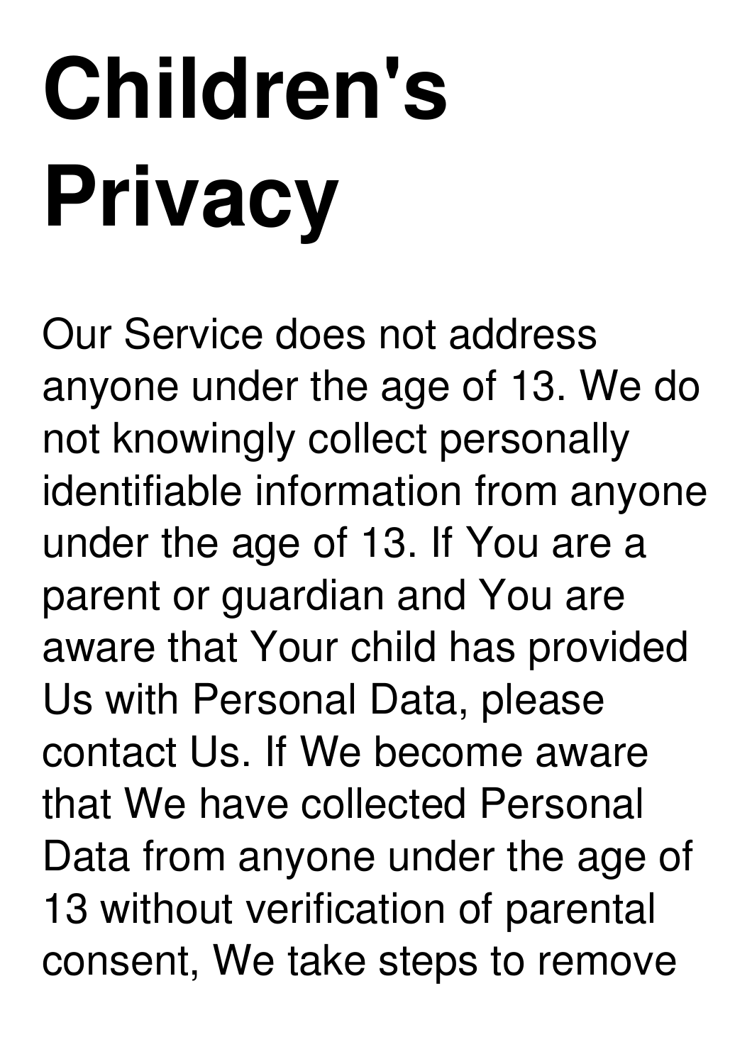# Children's Privacy

Our Service does not address anyone under the age of 13. We do not knowingly collect personally identifiable information from anyone under the age of 13. If You are a parent or guardian and You are aware that Your child has provided Us with Personal Data, please contact Us. If We become aware that We have collected Personal Data from anyone under the age of 13 without verification of parental consent, We take steps to remove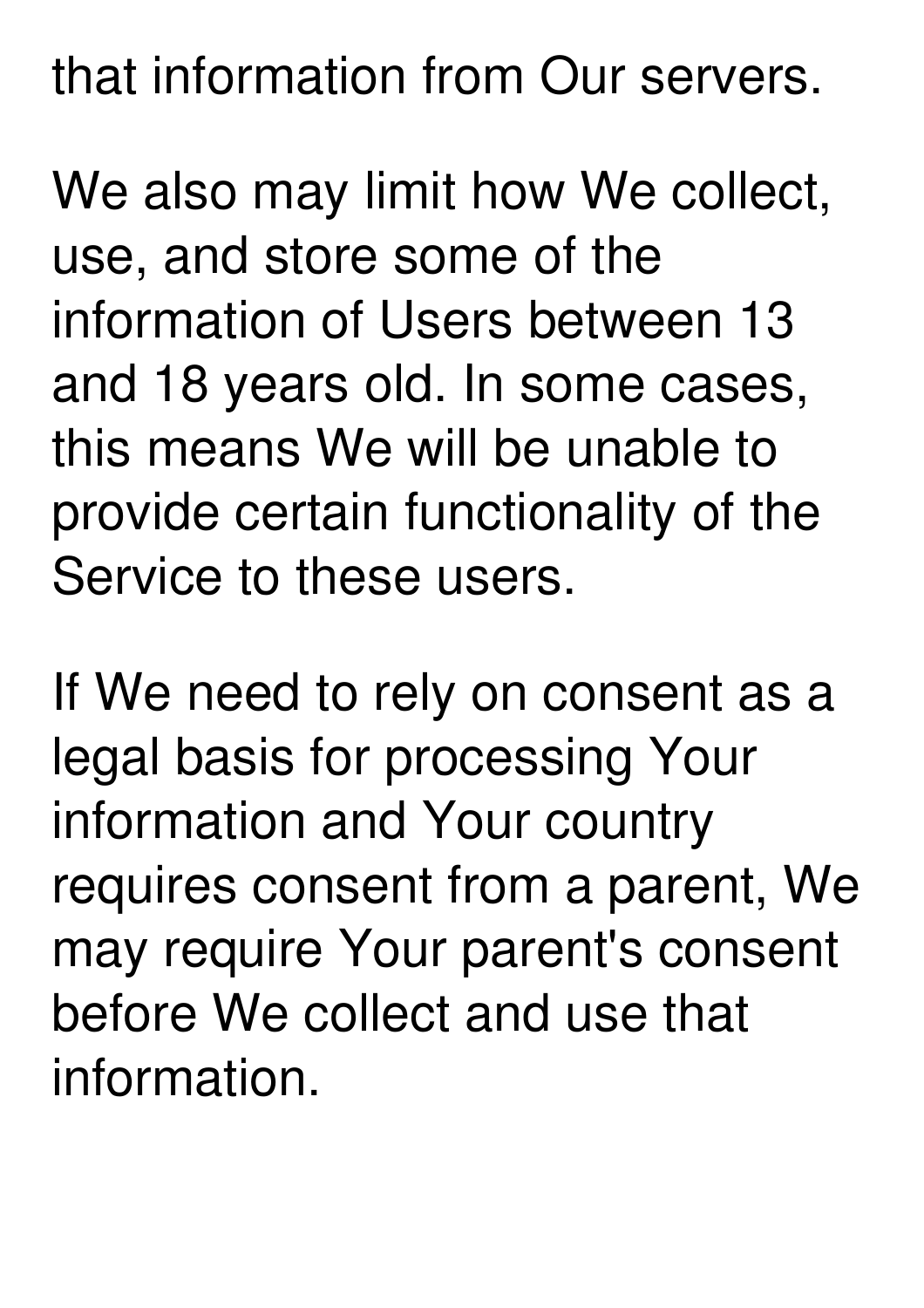that information from Our servers.

We also may limit how We collect, use, and store some of the information of Users between 13 and 18 years old. In some cases, this means We will be unable to provide certain functionality of the Service to these users.

If We need to rely on consent as a legal basis for processing Your information and Your country requires consent from a parent, We may require Your parent's consent before We collect and use that information.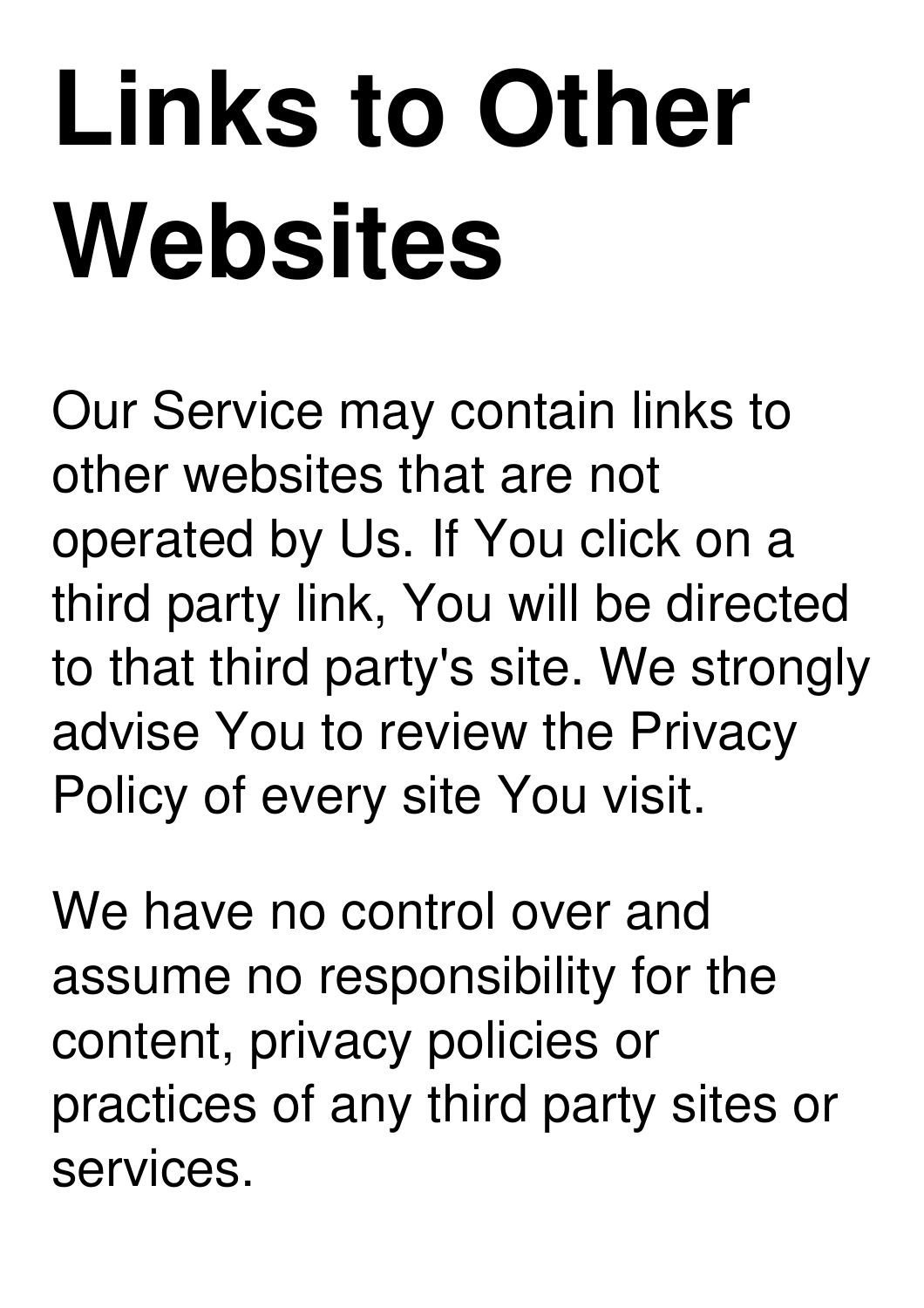# Links to Other Websites

Our Service may contain links to other websites that are not operated by Us. If You click on a third party link, You will be directed to that third party's site. We strongly advise You to review the Privacy Policy of every site You visit.

We have no control over and assume no responsibility for the content, privacy policies or practices of any third party sites or services.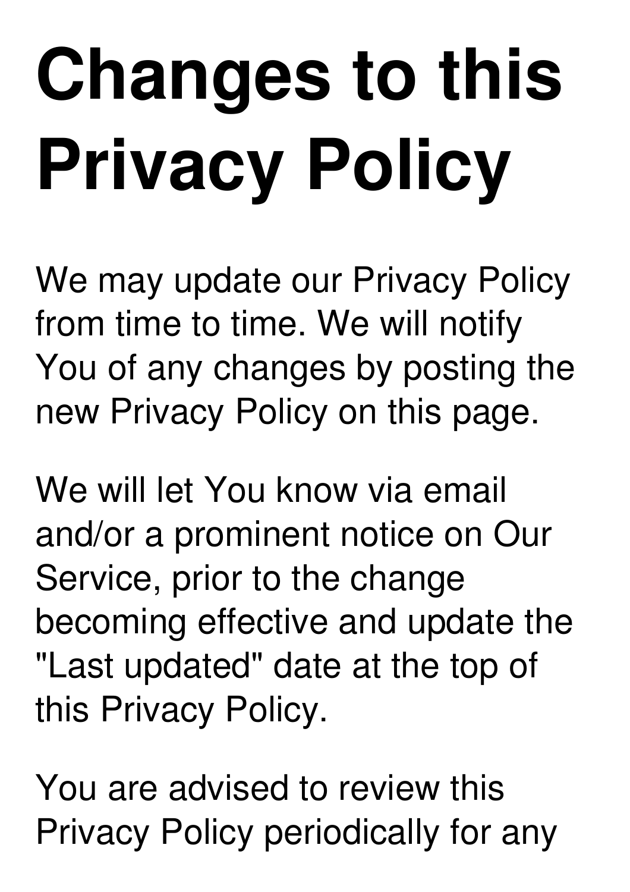# Changes to this Privacy Policy

We may update our Privacy Policy from time to time. We will notify You of any changes by posting the new Privacy Policy on this page.

We will let You know via email and/or a prominent notice on Our Service, prior to the change becoming effective and update the "Last updated" date at the top of this Privacy Policy.

You are advised to review this Privacy Policy periodically for any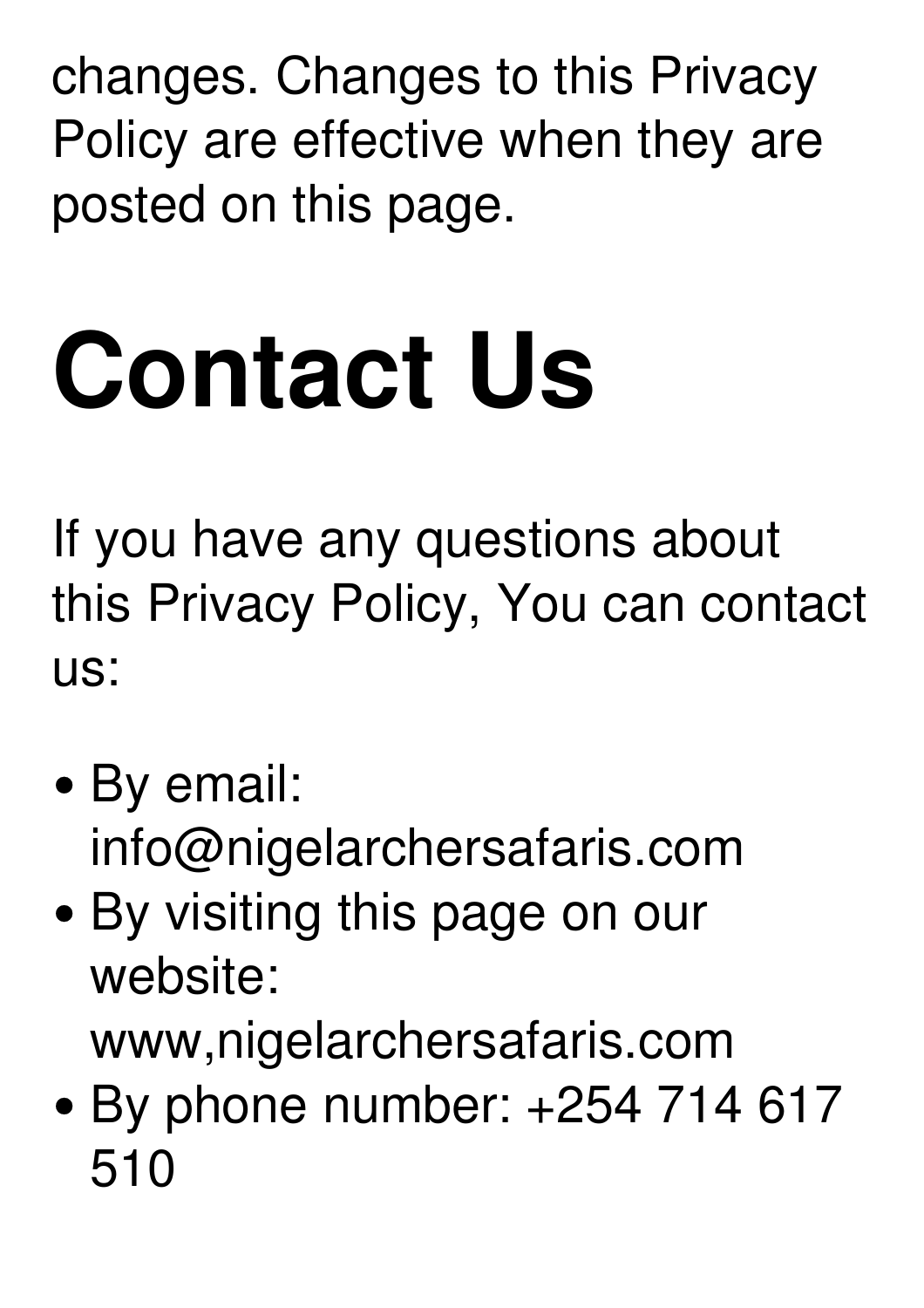changes. Changes to this Privacy Policy are effective when they are posted on this page.

# Contact Us

If you have any questions about this Privacy Policy, You can contact us:

- By email: info@nigelarchersafaris.com
- By visiting this page on our website: www,nigelarchersafaris.com
- By phone number: +254 714 617 510